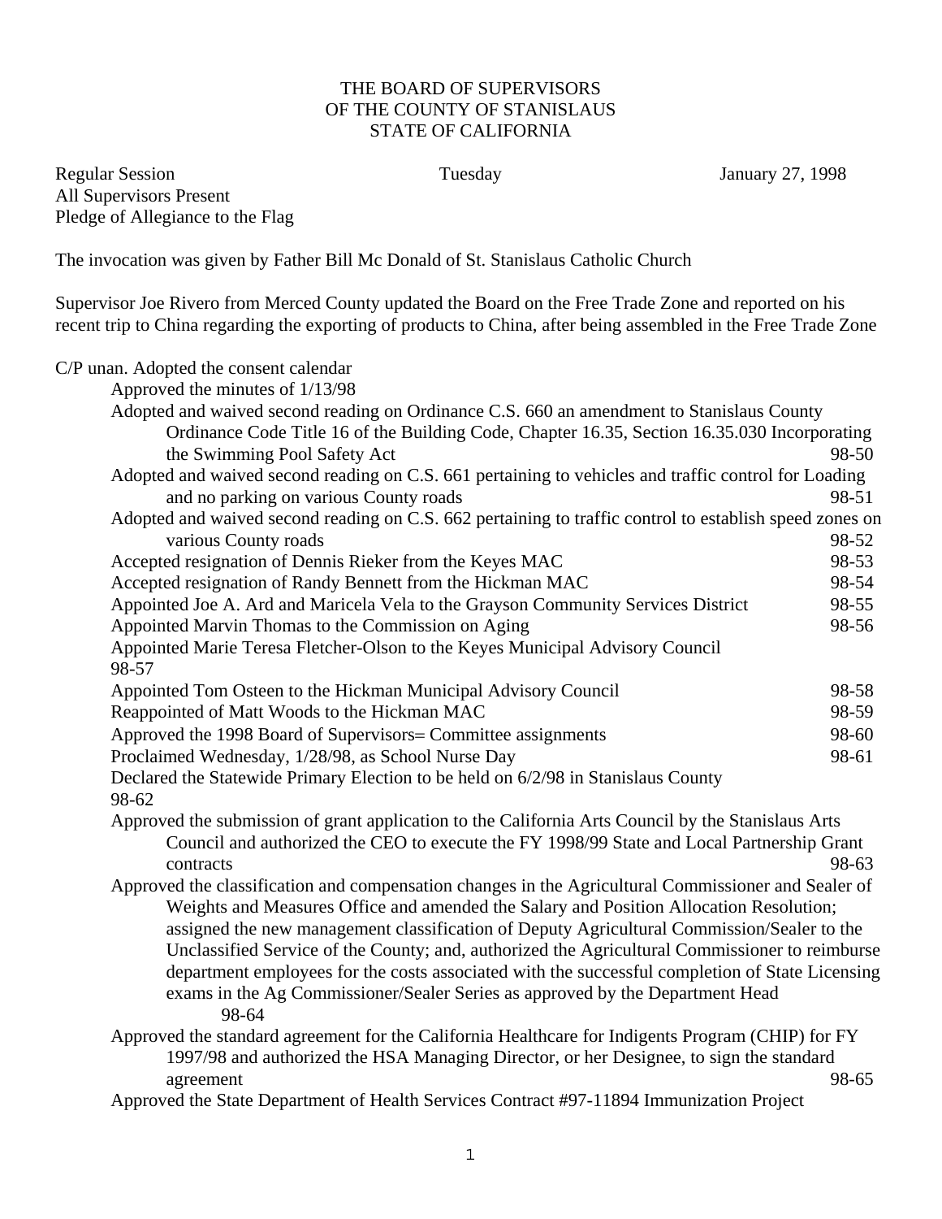THE BOARD OF SUPERVISORS
OF THE COUNTY OF STANISLAUS
STATE OF CALIFORNIA

Regular Session Tuesday January 27, 1998
All Supervisors Present
Pledge of Allegiance to the Flag

The invocation was given by Father Bill Mc Donald of St. Stanislaus Catholic Church

Supervisor Joe Rivero from Merced County updated the Board on the Free Trade Zone and reported on his recent trip to China regarding the exporting of products to China, after being assembled in the Free Trade Zone

C/P unan. Adopted the consent calendar

- Approved the minutes of 1/13/98
- Adopted and waived second reading on Ordinance C.S. 660 an amendment to Stanislaus County Ordinance Code Title 16 of the Building Code, Chapter 16.35, Section 16.35.030 Incorporating the Swimming Pool Safety Act 98-50
- Adopted and waived second reading on C.S. 661 pertaining to vehicles and traffic control for Loading and no parking on various County roads 98-51
- Adopted and waived second reading on C.S. 662 pertaining to traffic control to establish speed zones on various County roads 98-52
- Accepted resignation of Dennis Rieker from the Keyes MAC 98-53
- Accepted resignation of Randy Bennett from the Hickman MAC 98-54
- Appointed Joe A. Ard and Maricela Vela to the Grayson Community Services District 98-55
- Appointed Marvin Thomas to the Commission on Aging 98-56
- Appointed Marie Teresa Fletcher-Olson to the Keyes Municipal Advisory Council 98-57
- Appointed Tom Osteen to the Hickman Municipal Advisory Council 98-58
- Reappointed of Matt Woods to the Hickman MAC 98-59
- Approved the 1998 Board of Supervisors= Committee assignments 98-60
- Proclaimed Wednesday, 1/28/98, as School Nurse Day 98-61
- Declared the Statewide Primary Election to be held on 6/2/98 in Stanislaus County 98-62
- Approved the submission of grant application to the California Arts Council by the Stanislaus Arts Council and authorized the CEO to execute the FY 1998/99 State and Local Partnership Grant contracts 98-63
- Approved the classification and compensation changes in the Agricultural Commissioner and Sealer of Weights and Measures Office and amended the Salary and Position Allocation Resolution; assigned the new management classification of Deputy Agricultural Commission/Sealer to the Unclassified Service of the County; and, authorized the Agricultural Commissioner to reimburse department employees for the costs associated with the successful completion of State Licensing exams in the Ag Commissioner/Sealer Series as approved by the Department Head 98-64
- Approved the standard agreement for the California Healthcare for Indigents Program (CHIP) for FY 1997/98 and authorized the HSA Managing Director, or her Designee, to sign the standard agreement 98-65
- Approved the State Department of Health Services Contract #97-11894 Immunization Project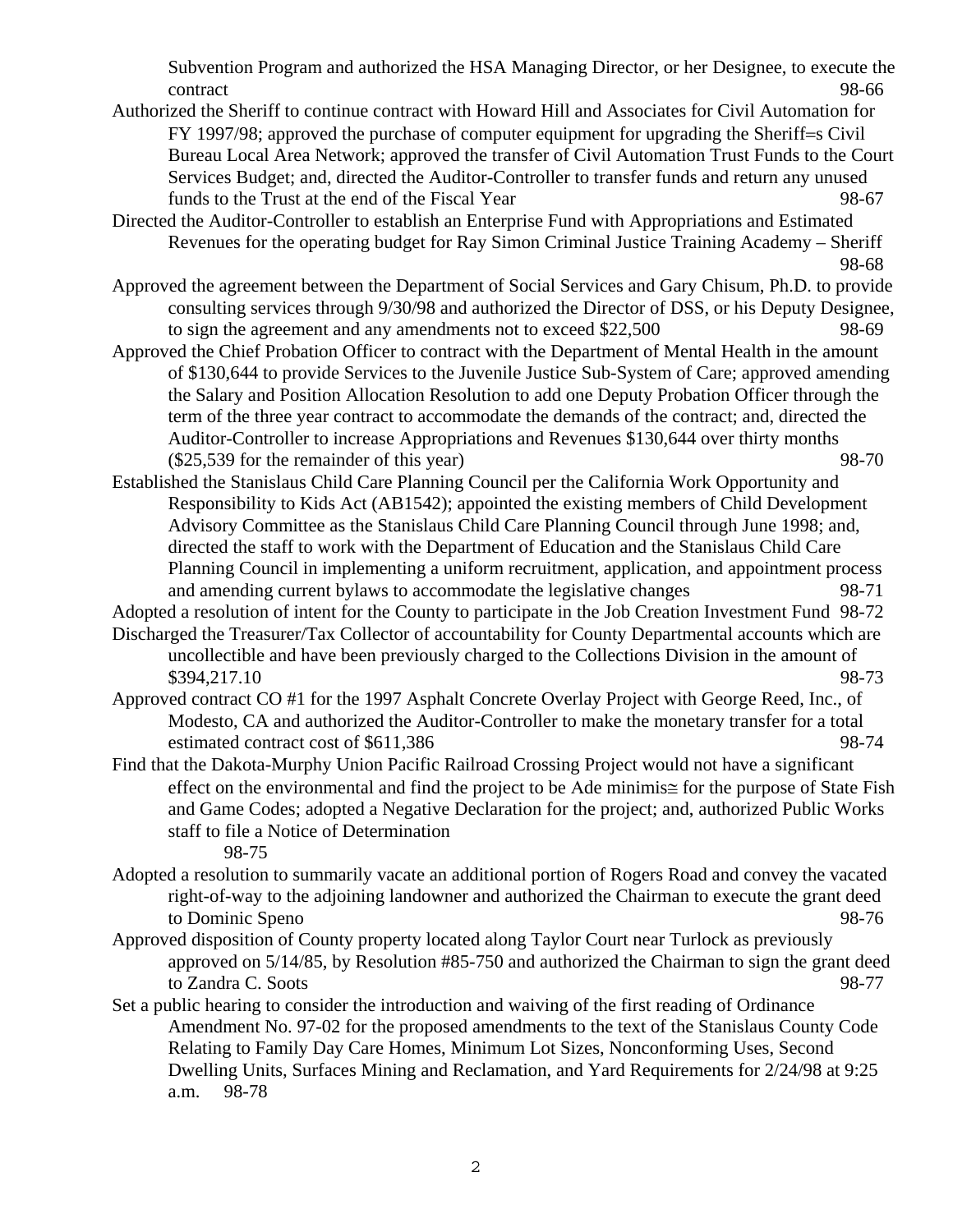Subvention Program and authorized the HSA Managing Director, or her Designee, to execute the contract 98-66

Authorized the Sheriff to continue contract with Howard Hill and Associates for Civil Automation for FY 1997/98; approved the purchase of computer equipment for upgrading the Sheriff=s Civil Bureau Local Area Network; approved the transfer of Civil Automation Trust Funds to the Court Services Budget; and, directed the Auditor-Controller to transfer funds and return any unused funds to the Trust at the end of the Fiscal Year 98-67

Directed the Auditor-Controller to establish an Enterprise Fund with Appropriations and Estimated Revenues for the operating budget for Ray Simon Criminal Justice Training Academy – Sheriff 98-68

Approved the agreement between the Department of Social Services and Gary Chisum, Ph.D. to provide consulting services through 9/30/98 and authorized the Director of DSS, or his Deputy Designee, to sign the agreement and any amendments not to exceed $22,500 98-69

Approved the Chief Probation Officer to contract with the Department of Mental Health in the amount of $130,644 to provide Services to the Juvenile Justice Sub-System of Care; approved amending the Salary and Position Allocation Resolution to add one Deputy Probation Officer through the term of the three year contract to accommodate the demands of the contract; and, directed the Auditor-Controller to increase Appropriations and Revenues $130,644 over thirty months ($25,539 for the remainder of this year) 98-70

Established the Stanislaus Child Care Planning Council per the California Work Opportunity and Responsibility to Kids Act (AB1542); appointed the existing members of Child Development Advisory Committee as the Stanislaus Child Care Planning Council through June 1998; and, directed the staff to work with the Department of Education and the Stanislaus Child Care Planning Council in implementing a uniform recruitment, application, and appointment process and amending current bylaws to accommodate the legislative changes 98-71

Adopted a resolution of intent for the County to participate in the Job Creation Investment Fund 98-72

Discharged the Treasurer/Tax Collector of accountability for County Departmental accounts which are uncollectible and have been previously charged to the Collections Division in the amount of $394,217.10 98-73

Approved contract CO #1 for the 1997 Asphalt Concrete Overlay Project with George Reed, Inc., of Modesto, CA and authorized the Auditor-Controller to make the monetary transfer for a total estimated contract cost of $611,386 98-74

Find that the Dakota-Murphy Union Pacific Railroad Crossing Project would not have a significant effect on the environmental and find the project to be Ade minimis≅ for the purpose of State Fish and Game Codes; adopted a Negative Declaration for the project; and, authorized Public Works staff to file a Notice of Determination 98-75

Adopted a resolution to summarily vacate an additional portion of Rogers Road and convey the vacated right-of-way to the adjoining landowner and authorized the Chairman to execute the grant deed to Dominic Speno 98-76

Approved disposition of County property located along Taylor Court near Turlock as previously approved on 5/14/85, by Resolution #85-750 and authorized the Chairman to sign the grant deed to Zandra C. Soots 98-77

Set a public hearing to consider the introduction and waiving of the first reading of Ordinance Amendment No. 97-02 for the proposed amendments to the text of the Stanislaus County Code Relating to Family Day Care Homes, Minimum Lot Sizes, Nonconforming Uses, Second Dwelling Units, Surfaces Mining and Reclamation, and Yard Requirements for 2/24/98 at 9:25 a.m. 98-78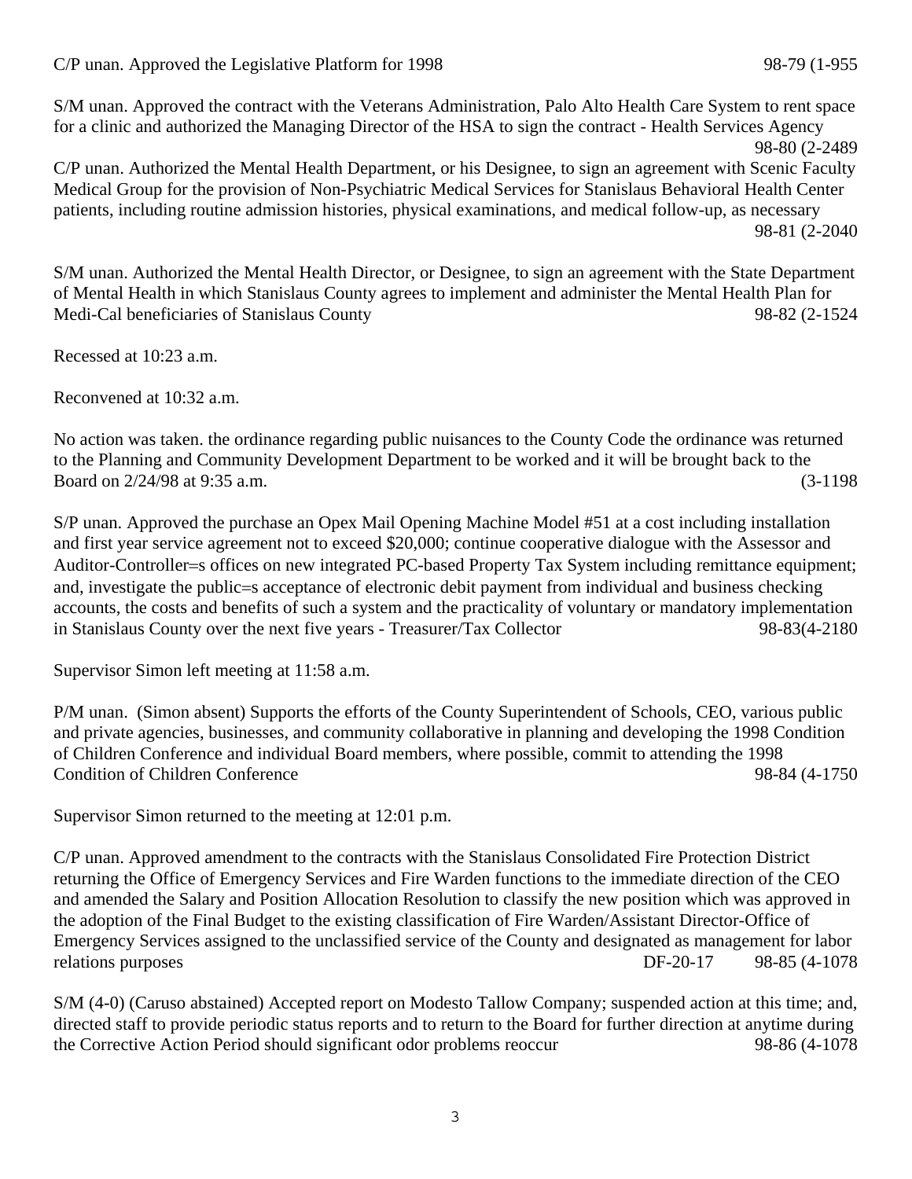C/P unan. Approved the Legislative Platform for 1998 98-79 (1-955

S/M unan. Approved the contract with the Veterans Administration, Palo Alto Health Care System to rent space for a clinic and authorized the Managing Director of the HSA to sign the contract - Health Services Agency 98-80 (2-2489

C/P unan. Authorized the Mental Health Department, or his Designee, to sign an agreement with Scenic Faculty Medical Group for the provision of Non-Psychiatric Medical Services for Stanislaus Behavioral Health Center patients, including routine admission histories, physical examinations, and medical follow-up, as necessary 98-81 (2-2040

S/M unan. Authorized the Mental Health Director, or Designee, to sign an agreement with the State Department of Mental Health in which Stanislaus County agrees to implement and administer the Mental Health Plan for Medi-Cal beneficiaries of Stanislaus County 98-82 (2-1524

Recessed at 10:23 a.m.

Reconvened at 10:32 a.m.

No action was taken. the ordinance regarding public nuisances to the County Code the ordinance was returned to the Planning and Community Development Department to be worked and it will be brought back to the Board on 2/24/98 at 9:35 a.m. (3-1198

S/P unan. Approved the purchase an Opex Mail Opening Machine Model #51 at a cost including installation and first year service agreement not to exceed $20,000; continue cooperative dialogue with the Assessor and Auditor-Controller=s offices on new integrated PC-based Property Tax System including remittance equipment; and, investigate the public=s acceptance of electronic debit payment from individual and business checking accounts, the costs and benefits of such a system and the practicality of voluntary or mandatory implementation in Stanislaus County over the next five years - Treasurer/Tax Collector 98-83(4-2180

Supervisor Simon left meeting at 11:58 a.m.

P/M unan. (Simon absent) Supports the efforts of the County Superintendent of Schools, CEO, various public and private agencies, businesses, and community collaborative in planning and developing the 1998 Condition of Children Conference and individual Board members, where possible, commit to attending the 1998 Condition of Children Conference 98-84 (4-1750

Supervisor Simon returned to the meeting at 12:01 p.m.

C/P unan. Approved amendment to the contracts with the Stanislaus Consolidated Fire Protection District returning the Office of Emergency Services and Fire Warden functions to the immediate direction of the CEO and amended the Salary and Position Allocation Resolution to classify the new position which was approved in the adoption of the Final Budget to the existing classification of Fire Warden/Assistant Director-Office of Emergency Services assigned to the unclassified service of the County and designated as management for labor relations purposes DF-20-17 98-85 (4-1078

S/M (4-0) (Caruso abstained) Accepted report on Modesto Tallow Company; suspended action at this time; and, directed staff to provide periodic status reports and to return to the Board for further direction at anytime during the Corrective Action Period should significant odor problems reoccur 98-86 (4-1078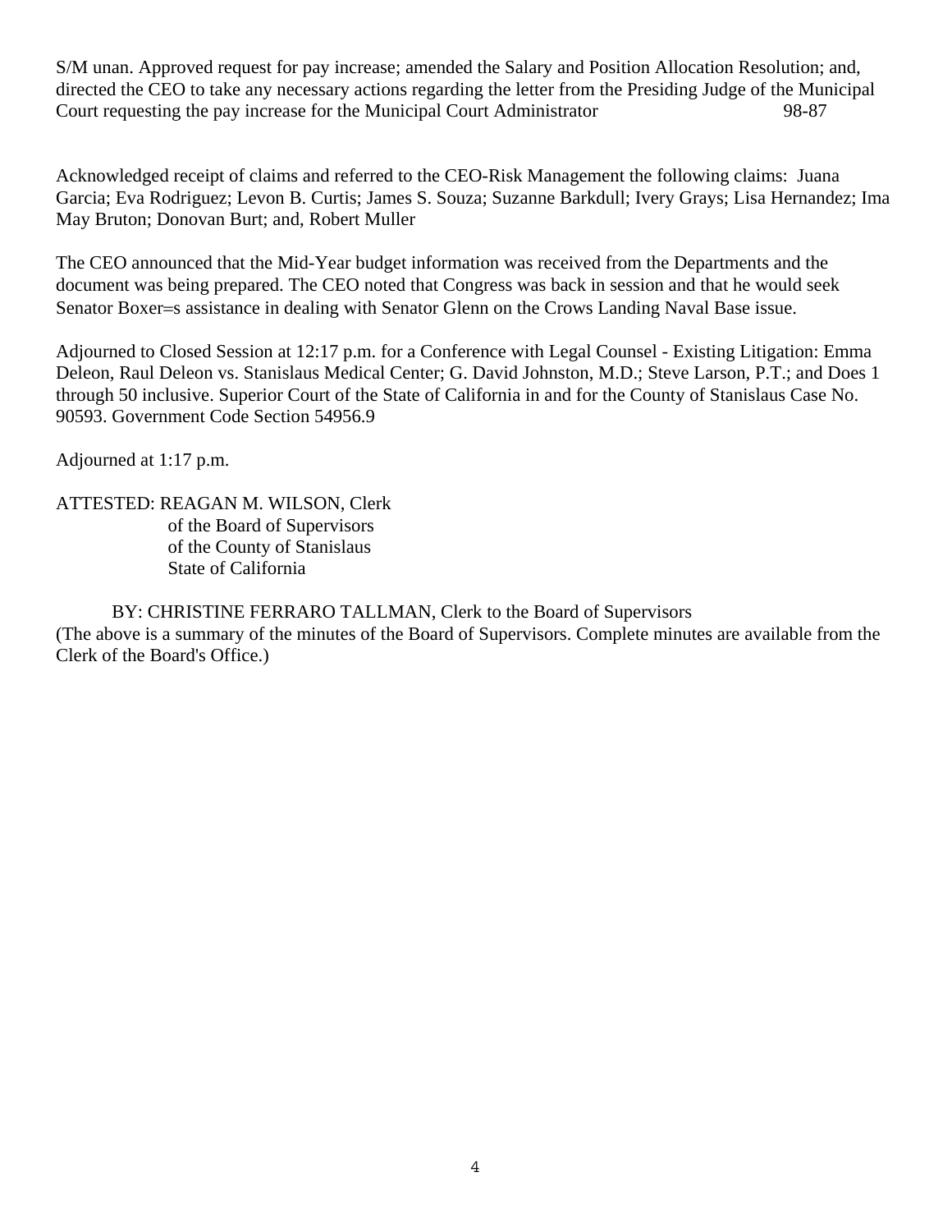S/M unan. Approved request for pay increase; amended the Salary and Position Allocation Resolution; and, directed the CEO to take any necessary actions regarding the letter from the Presiding Judge of the Municipal Court requesting the pay increase for the Municipal Court Administrator 98-87

Acknowledged receipt of claims and referred to the CEO-Risk Management the following claims: Juana Garcia; Eva Rodriguez; Levon B. Curtis; James S. Souza; Suzanne Barkdull; Ivery Grays; Lisa Hernandez; Ima May Bruton; Donovan Burt; and, Robert Muller

The CEO announced that the Mid-Year budget information was received from the Departments and the document was being prepared. The CEO noted that Congress was back in session and that he would seek Senator Boxer=s assistance in dealing with Senator Glenn on the Crows Landing Naval Base issue.

Adjourned to Closed Session at 12:17 p.m. for a Conference with Legal Counsel - Existing Litigation: Emma Deleon, Raul Deleon vs. Stanislaus Medical Center; G. David Johnston, M.D.; Steve Larson, P.T.; and Does 1 through 50 inclusive. Superior Court of the State of California in and for the County of Stanislaus Case No. 90593. Government Code Section 54956.9

Adjourned at 1:17 p.m.

ATTESTED: REAGAN M. WILSON, Clerk
of the Board of Supervisors
of the County of Stanislaus
State of California

BY: CHRISTINE FERRARO TALLMAN, Clerk to the Board of Supervisors
(The above is a summary of the minutes of the Board of Supervisors. Complete minutes are available from the Clerk of the Board's Office.)